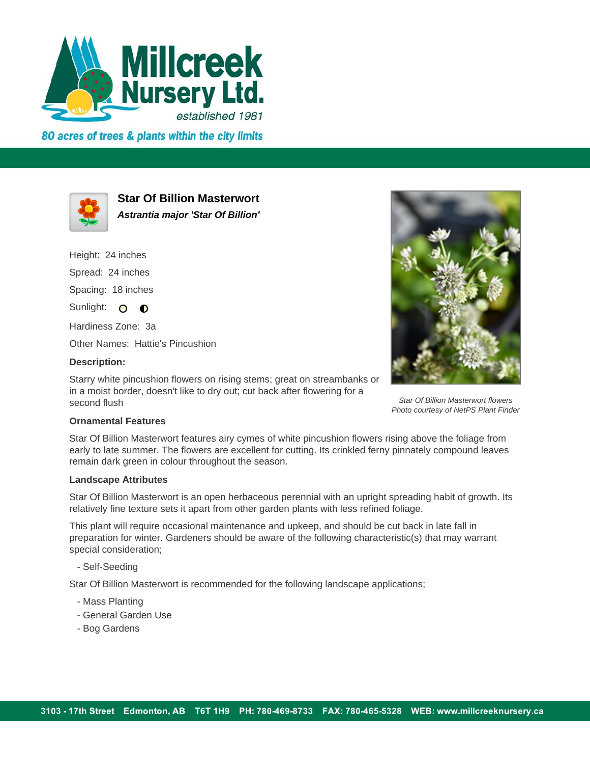# Millcreek Nursery Ltd.

*established 1981*

*80 acres of trees & plants within the city limits*

## Star Of Billion Masterwort

***Astrantia major 'Star Of Billion'***

Height: 24 inches

Spread: 24 inches

Spacing: 18 inches

Sunlight: ○ ◐

Hardiness Zone: 3a

Other Names: Hattie's Pincushion

**Description:**

Starry white pincushion flowers on rising stems; great on streambanks or in a moist border, doesn't like to dry out; cut back after flowering for a second flush

*Star Of Billion Masterwort flowers*
*Photo courtesy of NetPS Plant Finder*

### Ornamental Features

Star Of Billion Masterwort features airy cymes of white pincushion flowers rising above the foliage from early to late summer. The flowers are excellent for cutting. Its crinkled ferny pinnately compound leaves remain dark green in colour throughout the season.

### Landscape Attributes

Star Of Billion Masterwort is an open herbaceous perennial with an upright spreading habit of growth. Its relatively fine texture sets it apart from other garden plants with less refined foliage.

This plant will require occasional maintenance and upkeep, and should be cut back in late fall in preparation for winter. Gardeners should be aware of the following characteristic(s) that may warrant special consideration;

- Self-Seeding

Star Of Billion Masterwort is recommended for the following landscape applications;

- Mass Planting
- General Garden Use
- Bog Gardens

3103 - 17th Street Edmonton, AB T6T 1H9 PH: 780-469-8733 FAX: 780-465-5328 WEB: www.millcreeknursery.ca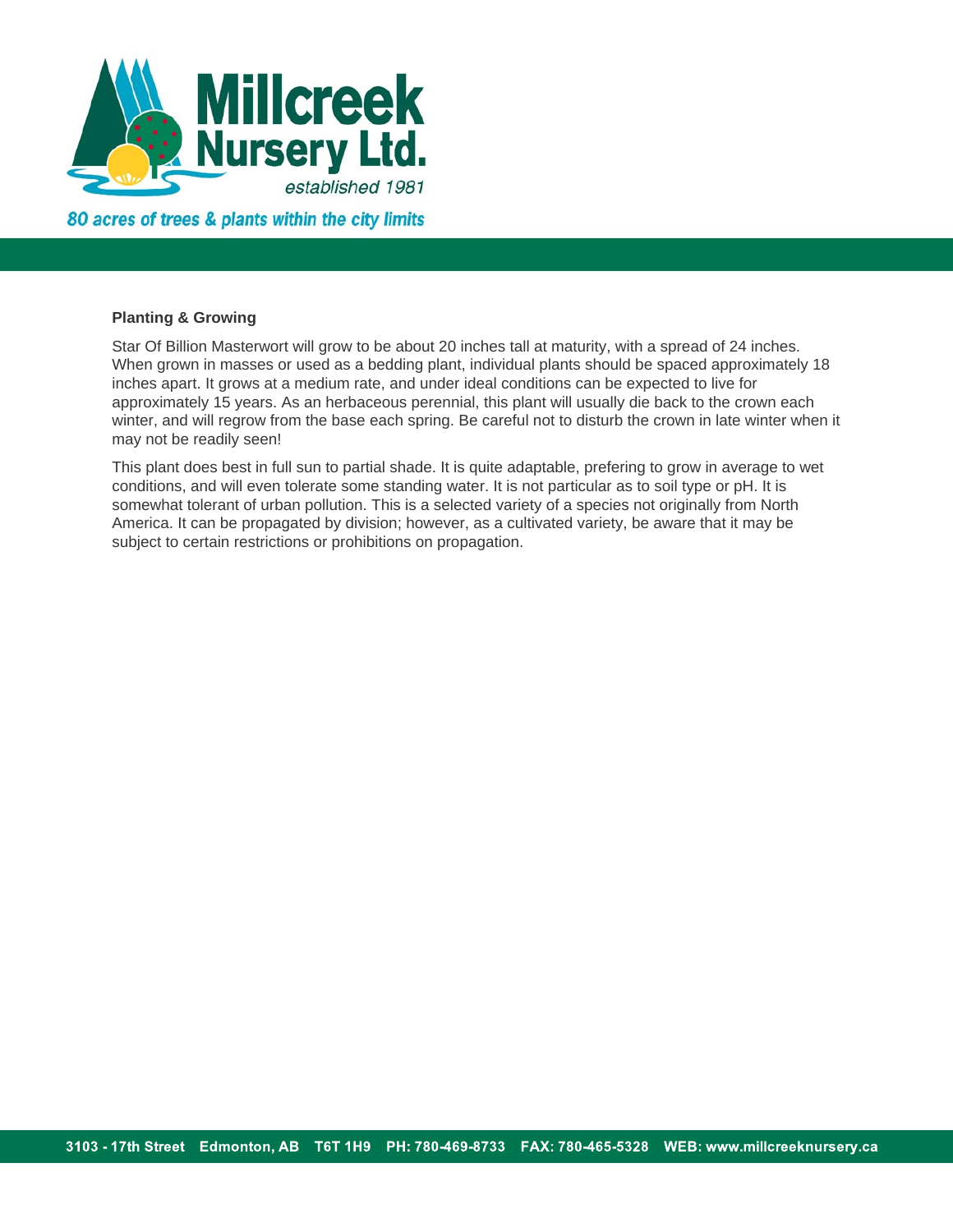**Planting & Growing**

Star Of Billion Masterwort will grow to be about 20 inches tall at maturity, with a spread of 24 inches. When grown in masses or used as a bedding plant, individual plants should be spaced approximately 18 inches apart. It grows at a medium rate, and under ideal conditions can be expected to live for approximately 15 years. As an herbaceous perennial, this plant will usually die back to the crown each winter, and will regrow from the base each spring. Be careful not to disturb the crown in late winter when it may not be readily seen!

This plant does best in full sun to partial shade. It is quite adaptable, prefering to grow in average to wet conditions, and will even tolerate some standing water. It is not particular as to soil type or pH. It is somewhat tolerant of urban pollution. This is a selected variety of a species not originally from North America. It can be propagated by division; however, as a cultivated variety, be aware that it may be subject to certain restrictions or prohibitions on propagation.